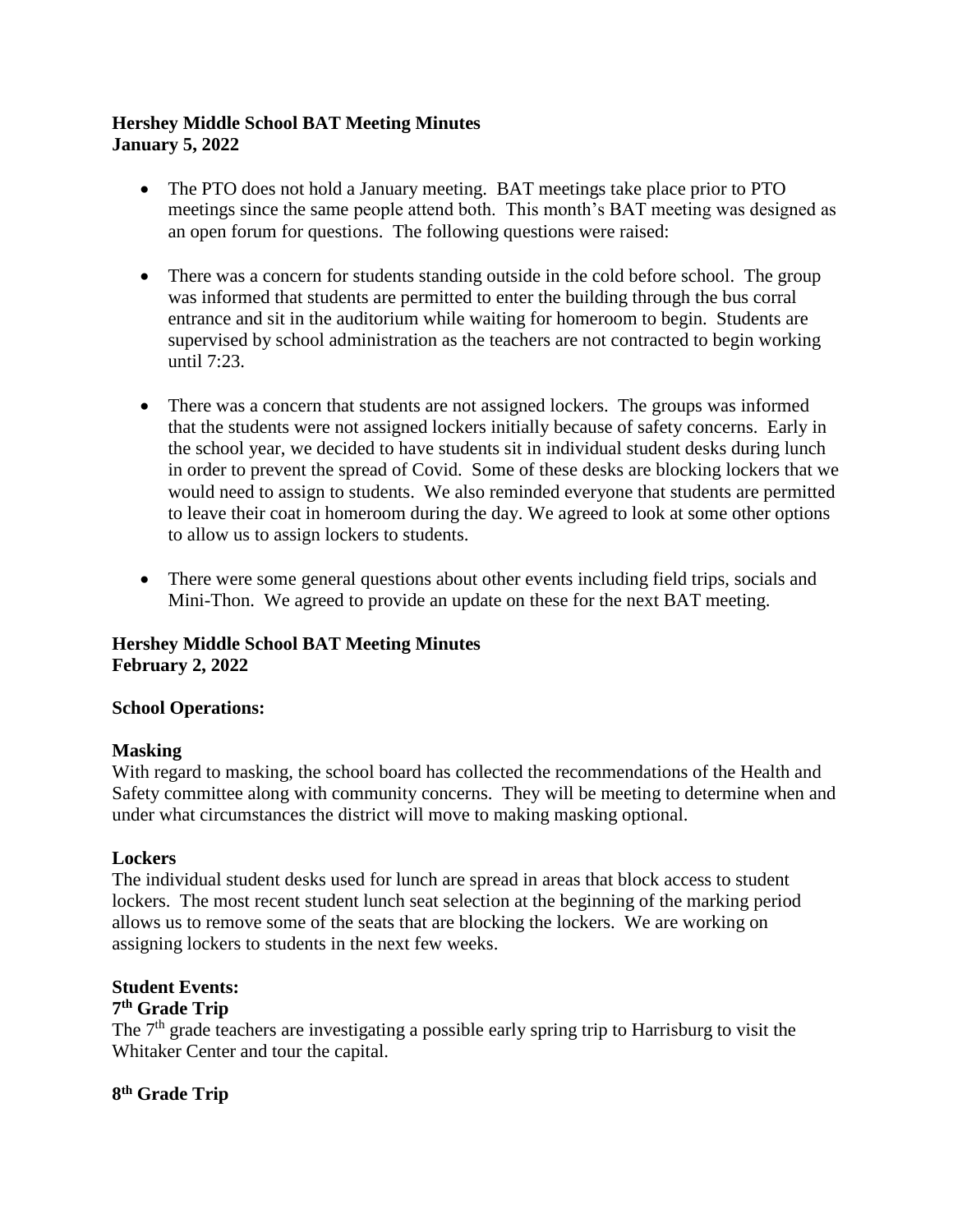**Hershey Middle School BAT Meeting Minutes**
**January 5, 2022**

- The PTO does not hold a January meeting. BAT meetings take place prior to PTO meetings since the same people attend both. This month's BAT meeting was designed as an open forum for questions. The following questions were raised:

- There was a concern for students standing outside in the cold before school. The group was informed that students are permitted to enter the building through the bus corral entrance and sit in the auditorium while waiting for homeroom to begin. Students are supervised by school administration as the teachers are not contracted to begin working until 7:23.

- There was a concern that students are not assigned lockers. The groups was informed that the students were not assigned lockers initially because of safety concerns. Early in the school year, we decided to have students sit in individual student desks during lunch in order to prevent the spread of Covid. Some of these desks are blocking lockers that we would need to assign to students. We also reminded everyone that students are permitted to leave their coat in homeroom during the day. We agreed to look at some other options to allow us to assign lockers to students.

- There were some general questions about other events including field trips, socials and Mini-Thon. We agreed to provide an update on these for the next BAT meeting.

**Hershey Middle School BAT Meeting Minutes**
**February 2, 2022**

**School Operations:**

**Masking**

With regard to masking, the school board has collected the recommendations of the Health and Safety committee along with community concerns. They will be meeting to determine when and under what circumstances the district will move to making masking optional.

**Lockers**

The individual student desks used for lunch are spread in areas that block access to student lockers. The most recent student lunch seat selection at the beginning of the marking period allows us to remove some of the seats that are blocking the lockers. We are working on assigning lockers to students in the next few weeks.

**Student Events:**

**7th Grade Trip**

The 7th grade teachers are investigating a possible early spring trip to Harrisburg to visit the Whitaker Center and tour the capital.

**8th Grade Trip**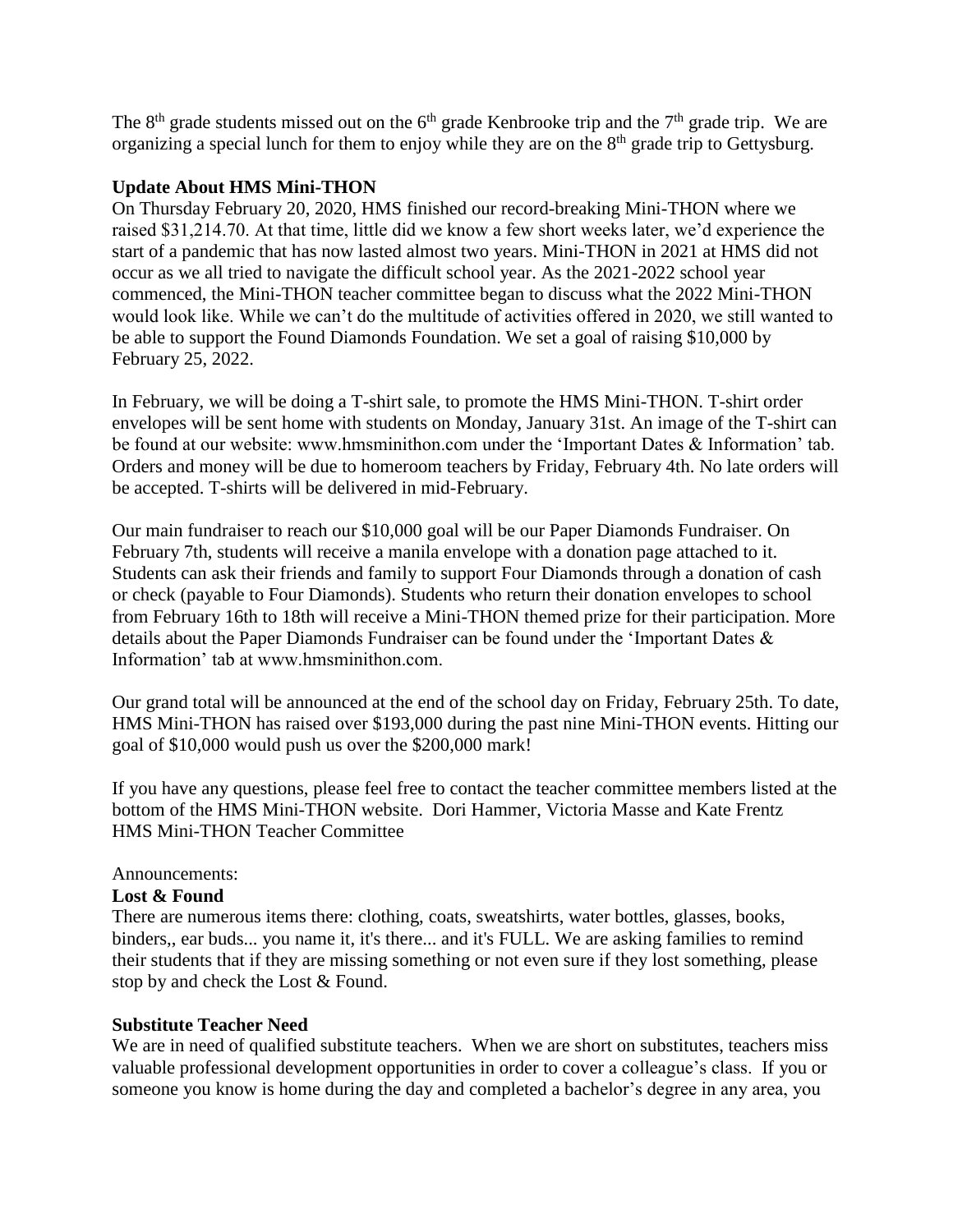The 8th grade students missed out on the 6th grade Kenbrooke trip and the 7th grade trip. We are organizing a special lunch for them to enjoy while they are on the 8th grade trip to Gettysburg.

**Update About HMS Mini-THON**

On Thursday February 20, 2020, HMS finished our record-breaking Mini-THON where we raised $31,214.70. At that time, little did we know a few short weeks later, we'd experience the start of a pandemic that has now lasted almost two years. Mini-THON in 2021 at HMS did not occur as we all tried to navigate the difficult school year. As the 2021-2022 school year commenced, the Mini-THON teacher committee began to discuss what the 2022 Mini-THON would look like. While we can't do the multitude of activities offered in 2020, we still wanted to be able to support the Found Diamonds Foundation. We set a goal of raising $10,000 by February 25, 2022.

In February, we will be doing a T-shirt sale, to promote the HMS Mini-THON. T-shirt order envelopes will be sent home with students on Monday, January 31st. An image of the T-shirt can be found at our website: www.hmsminithon.com under the 'Important Dates & Information' tab. Orders and money will be due to homeroom teachers by Friday, February 4th. No late orders will be accepted. T-shirts will be delivered in mid-February.

Our main fundraiser to reach our $10,000 goal will be our Paper Diamonds Fundraiser. On February 7th, students will receive a manila envelope with a donation page attached to it. Students can ask their friends and family to support Four Diamonds through a donation of cash or check (payable to Four Diamonds). Students who return their donation envelopes to school from February 16th to 18th will receive a Mini-THON themed prize for their participation. More details about the Paper Diamonds Fundraiser can be found under the 'Important Dates & Information' tab at www.hmsminithon.com.

Our grand total will be announced at the end of the school day on Friday, February 25th. To date, HMS Mini-THON has raised over $193,000 during the past nine Mini-THON events. Hitting our goal of $10,000 would push us over the $200,000 mark!

If you have any questions, please feel free to contact the teacher committee members listed at the bottom of the HMS Mini-THON website. Dori Hammer, Victoria Masse and Kate Frentz
HMS Mini-THON Teacher Committee

Announcements:

**Lost & Found**

There are numerous items there: clothing, coats, sweatshirts, water bottles, glasses, books, binders,, ear buds... you name it, it's there... and it's FULL. We are asking families to remind their students that if they are missing something or not even sure if they lost something, please stop by and check the Lost & Found.

**Substitute Teacher Need**

We are in need of qualified substitute teachers. When we are short on substitutes, teachers miss valuable professional development opportunities in order to cover a colleague's class. If you or someone you know is home during the day and completed a bachelor's degree in any area, you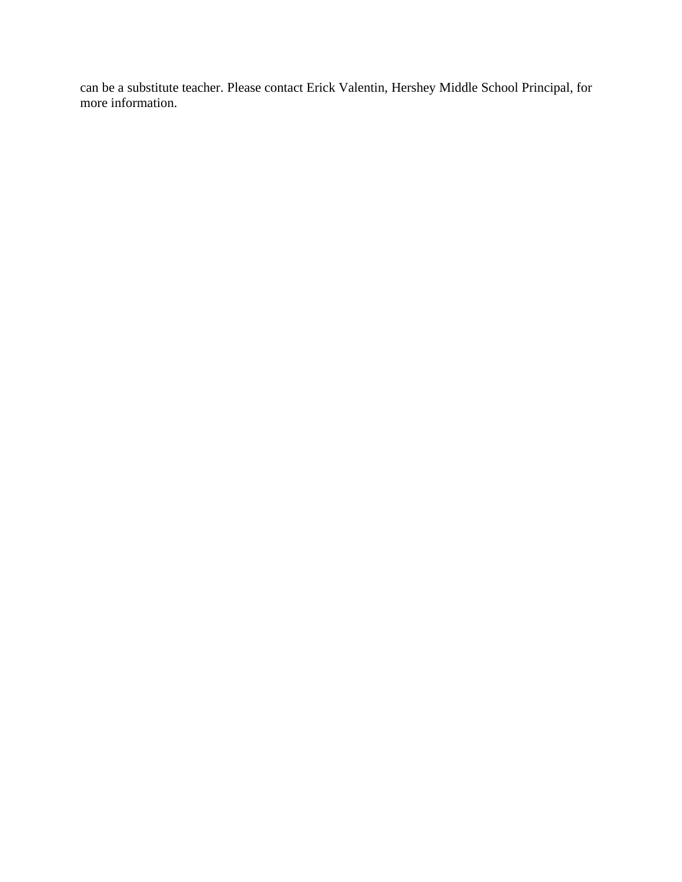can be a substitute teacher. Please contact Erick Valentin, Hershey Middle School Principal, for more information.